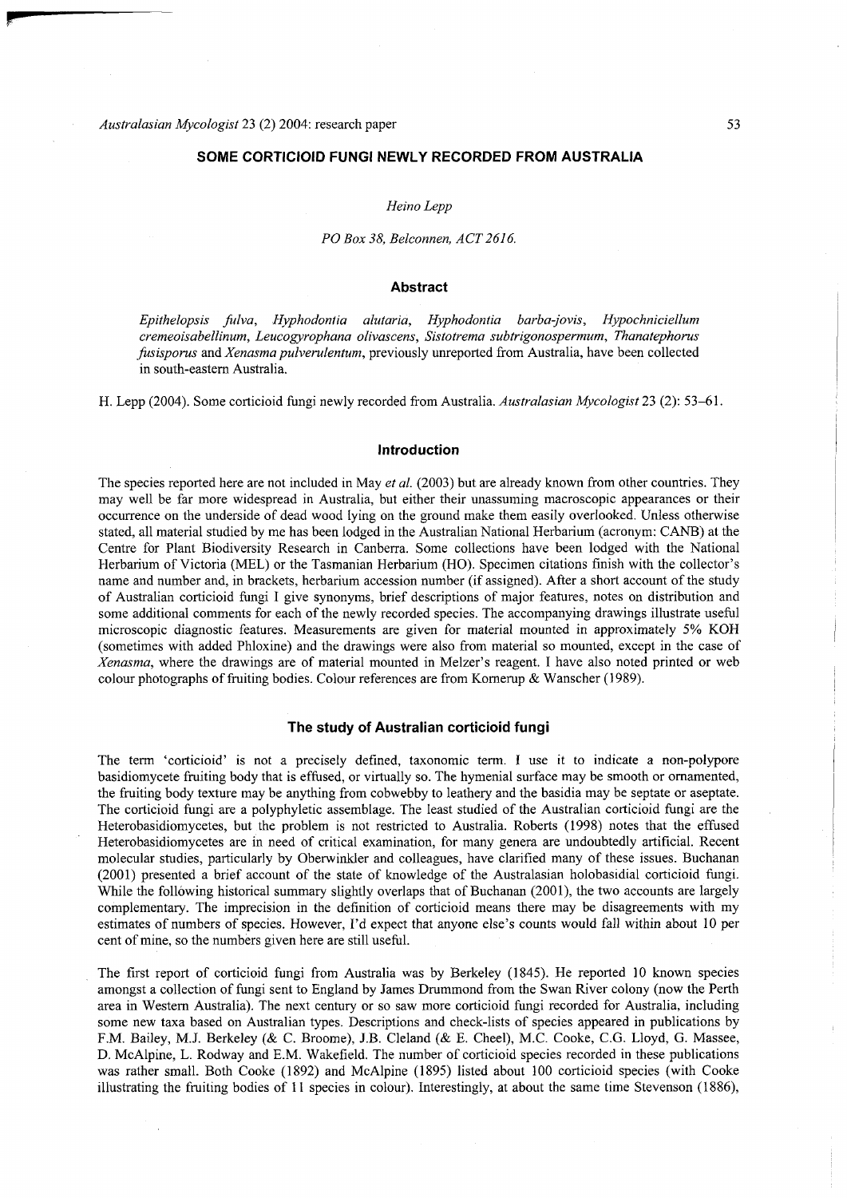# SOME CORTICIOID FUNGI NEWLY RECORDED FROM AUSTRALIA

*Heino Lepp*

*PO Box 38, Belconnen, ACT 2616.*

## Abstract

*Epithelopsis fulva*, *Hyphodontia alutaria*, *Hyphodontia barba-jovis*, *Hypochniciellum cremeoisabellinum*, *Leucogyrophana olivascens*, *Sistotrema subtrigonospermum*, *Thanatephorus fusisporus* and *Xenasma pulverulentum*, previously unreported from Australia, have been collected in south-eastern Australia.

H. Lepp (2004). Some corticioid fungi newly recorded from Australia. *Australasian Mycologist* 23 (2): 53–61.

## Introduction

The species reported here are not included in May *et al.* (2003) but are already known from other countries. They may well be far more widespread in Australia, but either their unassuming macroscopic appearances or their occurrence on the underside of dead wood lying on the ground make them easily overlooked. Unless otherwise stated, all material studied by me has been lodged in the Australian National Herbarium (acronym: CANB) at the Centre for Plant Biodiversity Research in Canberra. Some collections have been lodged with the National Herbarium of Victoria (MEL) or the Tasmanian Herbarium (HO). Specimen citations finish with the collector's name and number and, in brackets, herbarium accession number (if assigned). After a short account of the study of Australian corticioid fungi I give synonyms, brief descriptions of major features, notes on distribution and some additional comments for each of the newly recorded species. The accompanying drawings illustrate useful microscopic diagnostic features. Measurements are given for material mounted in approximately 5% KOH (sometimes with added Phloxine) and the drawings were also from material so mounted, except in the case of *Xenasma*, where the drawings are of material mounted in Melzer's reagent. I have also noted printed or web colour photographs of fruiting bodies. Colour references are from Kornerup & Wanscher (1989).

## The study of Australian corticioid fungi

The term 'corticioid' is not a precisely defined, taxonomic term. I use it to indicate a non-polypore basidiomycete fruiting body that is effused, or virtually so. The hymenial surface may be smooth or ornamented, the fruiting body texture may be anything from cobwebby to leathery and the basidia may be septate or aseptate. The corticioid fungi are a polyphyletic assemblage. The least studied of the Australian corticioid fungi are the Heterobasidiomycetes, but the problem is not restricted to Australia. Roberts (1998) notes that the effused Heterobasidiomycetes are in need of critical examination, for many genera are undoubtedly artificial. Recent molecular studies, particularly by Oberwinkler and colleagues, have clarified many of these issues. Buchanan (2001) presented a brief account of the state of knowledge of the Australasian holobasidial corticioid fungi. While the following historical summary slightly overlaps that of Buchanan (2001), the two accounts are largely complementary. The imprecision in the definition of corticioid means there may be disagreements with my estimates of numbers of species. However, I'd expect that anyone else's counts would fall within about 10 per cent of mine, so the numbers given here are still useful.

The first report of corticioid fungi from Australia was by Berkeley (1845). He reported 10 known species amongst a collection of fungi sent to England by James Drummond from the Swan River colony (now the Perth area in Western Australia). The next century or so saw more corticioid fungi recorded for Australia, including some new taxa based on Australian types. Descriptions and check-lists of species appeared in publications by F.M. Bailey, M.J. Berkeley (& C. Broome), J.B. Cleland (& E. Cheel), M.C. Cooke, C.G. Lloyd, G. Massee, D. McAlpine, L. Rodway and E.M. Wakefield. The number of corticioid species recorded in these publications was rather small. Both Cooke (1892) and McAlpine (1895) listed about 100 corticioid species (with Cooke illustrating the fruiting bodies of 11 species in colour). Interestingly, at about the same time Stevenson (1886),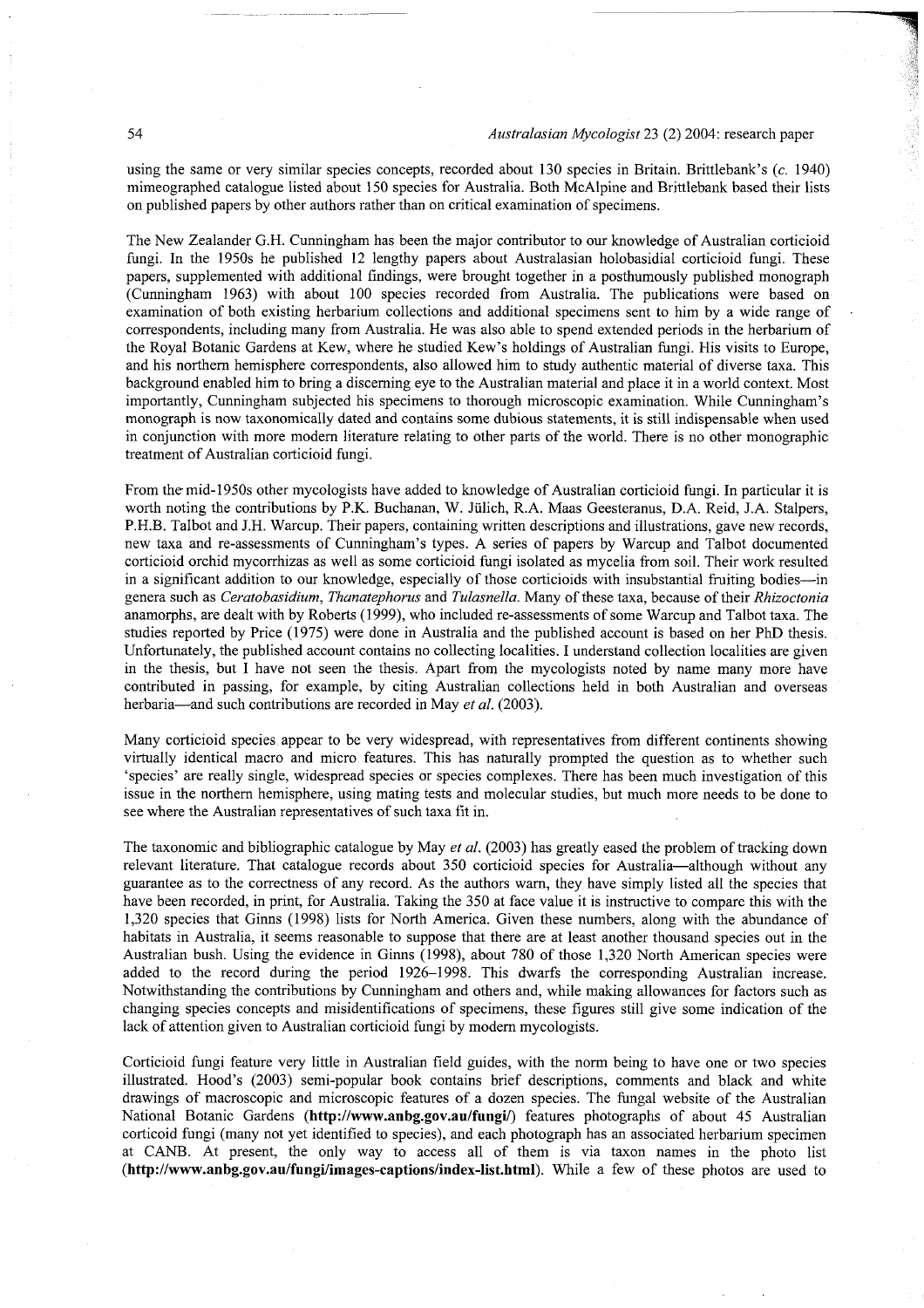using the same or very similar species concepts, recorded about 130 species in Britain. Brittlebank's (*c.* 1940) mimeographed catalogue listed about 150 species for Australia. Both McAlpine and Brittlebank based their lists on published papers by other authors rather than on critical examination of specimens.

The New Zealander G.H. Cunningham has been the major contributor to our knowledge of Australian corticioid fungi. In the 1950s he published 12 lengthy papers about Australasian holobasidial corticioid fungi. These papers, supplemented with additional findings, were brought together in a posthumously published monograph (Cunningham 1963) with about 100 species recorded from Australia. The publications were based on examination of both existing herbarium collections and additional specimens sent to him by a wide range of correspondents, including many from Australia. He was also able to spend extended periods in the herbarium of the Royal Botanic Gardens at Kew, where he studied Kew's holdings of Australian fungi. His visits to Europe, and his northern hemisphere correspondents, also allowed him to study authentic material of diverse taxa. This background enabled him to bring a discerning eye to the Australian material and place it in a world context. Most importantly, Cunningham subjected his specimens to thorough microscopic examination. While Cunningham's monograph is now taxonomically dated and contains some dubious statements, it is still indispensable when used in conjunction with more modern literature relating to other parts of the world. There is no other monographic treatment of Australian corticioid fungi.

From the mid-1950s other mycologists have added to knowledge of Australian corticioid fungi. In particular it is worth noting the contributions by P.K. Buchanan, W. Jülich, R.A. Maas Geesteranus, D.A. Reid, J.A. Stalpers, P.H.B. Talbot and J.H. Warcup. Their papers, containing written descriptions and illustrations, gave new records, new taxa and re-assessments of Cunningham's types. A series of papers by Warcup and Talbot documented corticioid orchid mycorrhizas as well as some corticioid fungi isolated as mycelia from soil. Their work resulted in a significant addition to our knowledge, especially of those corticioids with insubstantial fruiting bodies—in genera such as *Ceratobasidium*, *Thanatephorus* and *Tulasnella*. Many of these taxa, because of their *Rhizoctonia* anamorphs, are dealt with by Roberts (1999), who included re-assessments of some Warcup and Talbot taxa. The studies reported by Price (1975) were done in Australia and the published account is based on her PhD thesis. Unfortunately, the published account contains no collecting localities. I understand collection localities are given in the thesis, but I have not seen the thesis. Apart from the mycologists noted by name many more have contributed in passing, for example, by citing Australian collections held in both Australian and overseas herbaria—and such contributions are recorded in May *et al.* (2003).

Many corticioid species appear to be very widespread, with representatives from different continents showing virtually identical macro and micro features. This has naturally prompted the question as to whether such 'species' are really single, widespread species or species complexes. There has been much investigation of this issue in the northern hemisphere, using mating tests and molecular studies, but much more needs to be done to see where the Australian representatives of such taxa fit in.

The taxonomic and bibliographic catalogue by May *et al.* (2003) has greatly eased the problem of tracking down relevant literature. That catalogue records about 350 corticioid species for Australia—although without any guarantee as to the correctness of any record. As the authors warn, they have simply listed all the species that have been recorded, in print, for Australia. Taking the 350 at face value it is instructive to compare this with the 1,320 species that Ginns (1998) lists for North America. Given these numbers, along with the abundance of habitats in Australia, it seems reasonable to suppose that there are at least another thousand species out in the Australian bush. Using the evidence in Ginns (1998), about 780 of those 1,320 North American species were added to the record during the period 1926–1998. This dwarfs the corresponding Australian increase. Notwithstanding the contributions by Cunningham and others and, while making allowances for factors such as changing species concepts and misidentifications of specimens, these figures still give some indication of the lack of attention given to Australian corticioid fungi by modern mycologists.

Corticioid fungi feature very little in Australian field guides, with the norm being to have one or two species illustrated. Hood's (2003) semi-popular book contains brief descriptions, comments and black and white drawings of macroscopic and microscopic features of a dozen species. The fungal website of the Australian National Botanic Gardens (**http://www.anbg.gov.au/fungi/**) features photographs of about 45 Australian corticoid fungi (many not yet identified to species), and each photograph has an associated herbarium specimen at CANB. At present, the only way to access all of them is via taxon names in the photo list (**http://www.anbg.gov.au/fungi/images-captions/index-list.html**). While a few of these photos are used to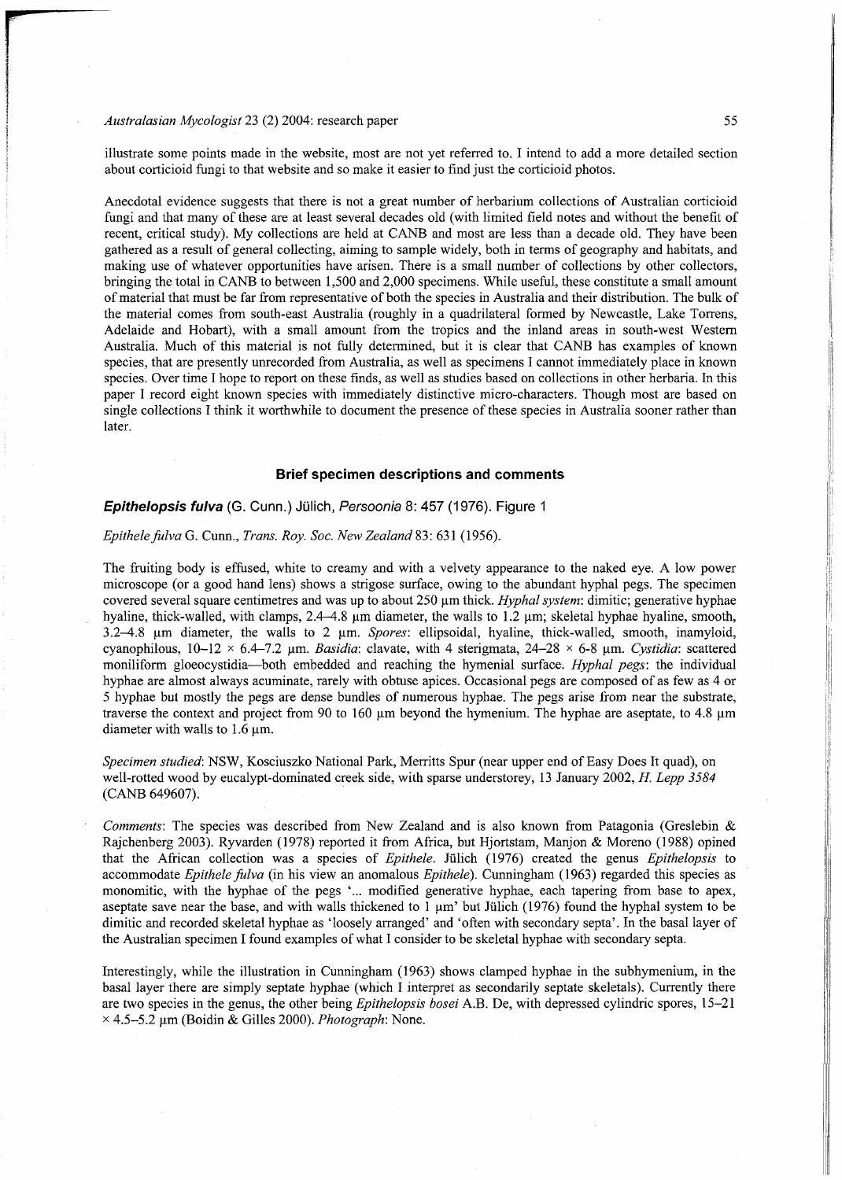illustrate some points made in the website, most are not yet referred to. I intend to add a more detailed section about corticioid fungi to that website and so make it easier to find just the corticioid photos.

Anecdotal evidence suggests that there is not a great number of herbarium collections of Australian corticioid fungi and that many of these are at least several decades old (with limited field notes and without the benefit of recent, critical study). My collections are held at CANB and most are less than a decade old. They have been gathered as a result of general collecting, aiming to sample widely, both in terms of geography and habitats, and making use of whatever opportunities have arisen. There is a small number of collections by other collectors, bringing the total in CANB to between 1,500 and 2,000 specimens. While useful, these constitute a small amount of material that must be far from representative of both the species in Australia and their distribution. The bulk of the material comes from south-east Australia (roughly in a quadrilateral formed by Newcastle, Lake Torrens, Adelaide and Hobart), with a small amount from the tropics and the inland areas in south-west Western Australia. Much of this material is not fully determined, but it is clear that CANB has examples of known species, that are presently unrecorded from Australia, as well as specimens I cannot immediately place in known species. Over time I hope to report on these finds, as well as studies based on collections in other herbaria. In this paper I record eight known species with immediately distinctive micro-characters. Though most are based on single collections I think it worthwhile to document the presence of these species in Australia sooner rather than later.

## Brief specimen descriptions and comments

### ***Epithelopsis fulva*** (G. Cunn.) Jülich, *Persoonia* 8: 457 (1976). Figure 1

*Epithele fulva* G. Cunn., *Trans. Roy. Soc. New Zealand* 83: 631 (1956).

The fruiting body is effused, white to creamy and with a velvety appearance to the naked eye. A low power microscope (or a good hand lens) shows a strigose surface, owing to the abundant hyphal pegs. The specimen covered several square centimetres and was up to about 250 µm thick. *Hyphal system*: dimitic; generative hyphae hyaline, thick-walled, with clamps, 2.4–4.8 µm diameter, the walls to 1.2 µm; skeletal hyphae hyaline, smooth, 3.2–4.8 µm diameter, the walls to 2 µm. *Spores*: ellipsoidal, hyaline, thick-walled, smooth, inamyloid, cyanophilous, 10–12 × 6.4–7.2 µm. *Basidia*: clavate, with 4 sterigmata, 24–28 × 6-8 µm. *Cystidia*: scattered moniliform gloeocystidia—both embedded and reaching the hymenial surface. *Hyphal pegs*: the individual hyphae are almost always acuminate, rarely with obtuse apices. Occasional pegs are composed of as few as 4 or 5 hyphae but mostly the pegs are dense bundles of numerous hyphae. The pegs arise from near the substrate, traverse the context and project from 90 to 160 µm beyond the hymenium. The hyphae are aseptate, to 4.8 µm diameter with walls to 1.6 µm.

*Specimen studied*: NSW, Kosciuszko National Park, Merritts Spur (near upper end of Easy Does It quad), on well-rotted wood by eucalypt-dominated creek side, with sparse understorey, 13 January 2002, *H. Lepp 3584* (CANB 649607).

*Comments*: The species was described from New Zealand and is also known from Patagonia (Greslebin & Rajchenberg 2003). Ryvarden (1978) reported it from Africa, but Hjortstam, Manjon & Moreno (1988) opined that the African collection was a species of *Epithele*. Jülich (1976) created the genus *Epithelopsis* to accommodate *Epithele fulva* (in his view an anomalous *Epithele*). Cunningham (1963) regarded this species as monomitic, with the hyphae of the pegs '... modified generative hyphae, each tapering from base to apex, aseptate save near the base, and with walls thickened to 1 µm' but Jülich (1976) found the hyphal system to be dimitic and recorded skeletal hyphae as 'loosely arranged' and 'often with secondary septa'. In the basal layer of the Australian specimen I found examples of what I consider to be skeletal hyphae with secondary septa.

Interestingly, while the illustration in Cunningham (1963) shows clamped hyphae in the subhymenium, in the basal layer there are simply septate hyphae (which I interpret as secondarily septate skeletals). Currently there are two species in the genus, the other being *Epithelopsis bosei* A.B. De, with depressed cylindric spores, 15–21 × 4.5–5.2 µm (Boidin & Gilles 2000). *Photograph*: None.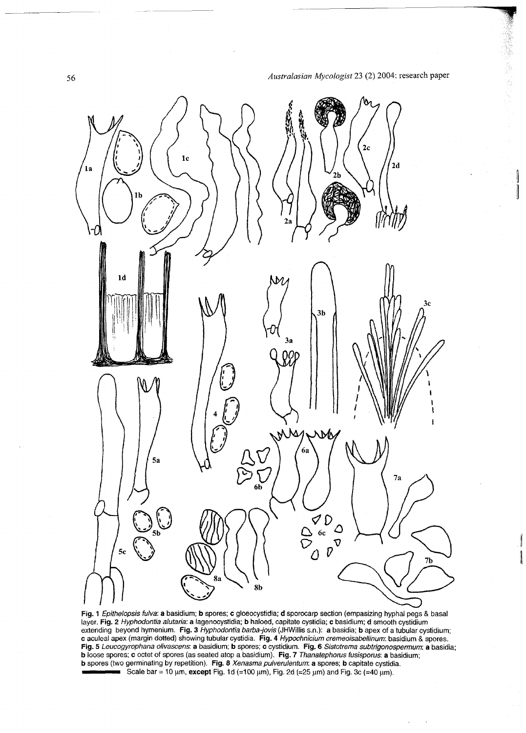Fig. 1 *Epithelopsis fulva*: **a** basidium; **b** spores; **c** gloeocystidia; **d** sporocarp section (empasizing hyphal pegs & basal layer. **Fig. 2** *Hyphodontia alutaria*: **a** lagenocystidia; **b** haloed, capitate cystidia; **c** basidium; **d** smooth cystidium extending beyond hymenium. **Fig. 3** *Hyphodontia barba-jovis* (JHWillis s.n.): **a** basidia; **b** apex of a tubular cystidium; **c** aculeal apex (margin dotted) showing tubular cystidia. **Fig. 4** *Hypochnicium cremeoisabellinum*: basidium & spores. **Fig. 5** *Leucogyrophana olivascens*: **a** basidium; **b** spores; **c** cystidium. **Fig. 6** *Sistotrema subtrigonospermum*: **a** basidia; **b** loose spores; **c** octet of spores (as seated atop a basidium). **Fig. 7** *Thanatephorus fusisporus*: **a** basidium; **b** spores (two germinating by repetition). **Fig. 8** *Xenasma pulverulentum*: **a** spores; **b** capitate cystidia.

Scale bar = 10 μm, **except** Fig. 1d (=100 μm), Fig. 2d (=25 μm) and Fig. 3c (=40 μm).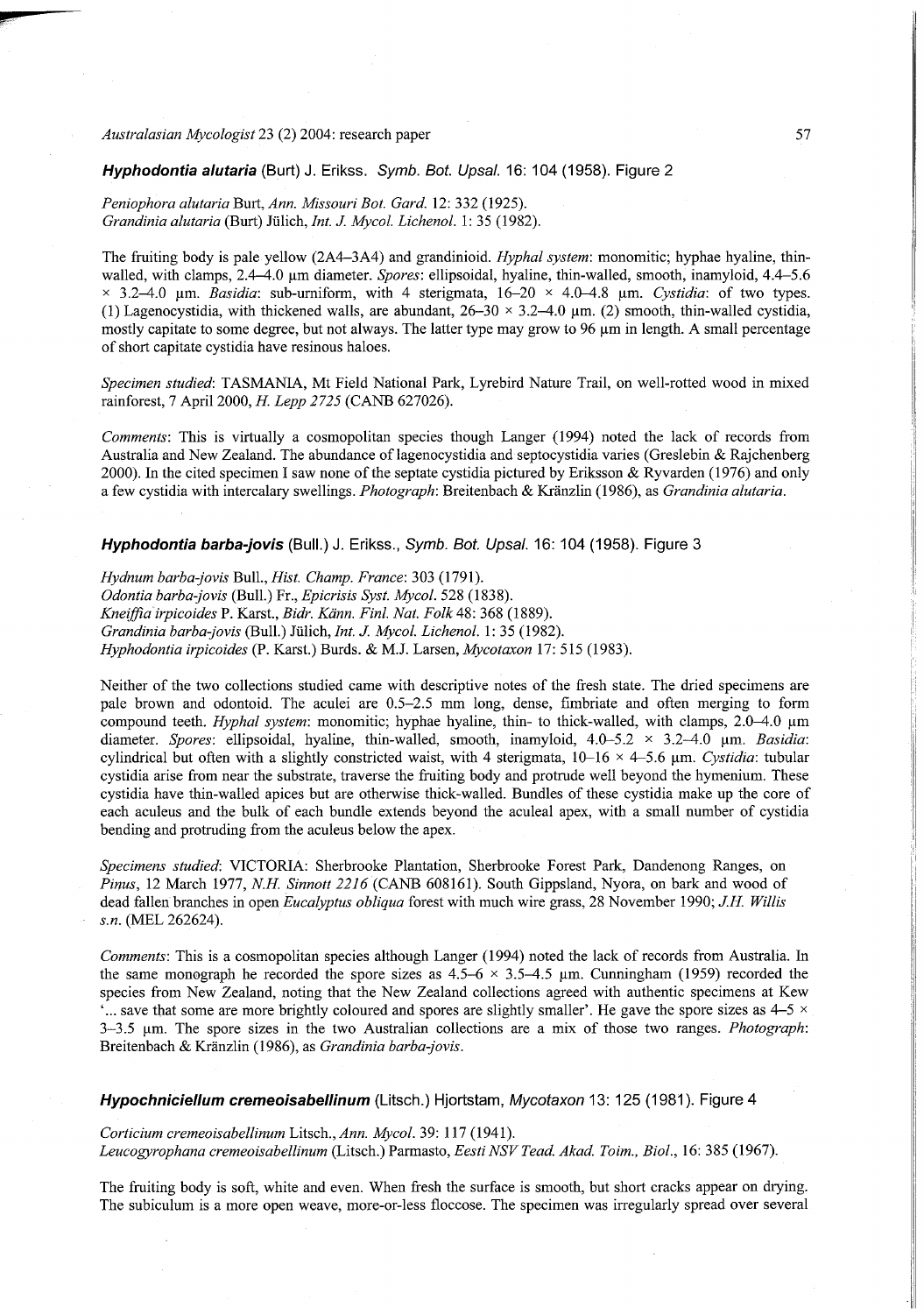### *Hyphodontia alutaria* (Burt) J. Erikss. *Symb. Bot. Upsal.* 16: 104 (1958). Figure 2

*Peniophora alutaria* Burt, *Ann. Missouri Bot. Gard.* 12: 332 (1925).
*Grandinia alutaria* (Burt) Jülich, *Int. J. Mycol. Lichenol.* 1: 35 (1982).

The fruiting body is pale yellow (2A4–3A4) and grandinioid. *Hyphal system*: monomitic; hyphae hyaline, thin-walled, with clamps, 2.4–4.0 µm diameter. *Spores*: ellipsoidal, hyaline, thin-walled, smooth, inamyloid, 4.4–5.6 × 3.2–4.0 µm. *Basidia*: sub-urniform, with 4 sterigmata, 16–20 × 4.0–4.8 µm. *Cystidia*: of two types. (1) Lagenocystidia, with thickened walls, are abundant, 26–30 × 3.2–4.0 µm. (2) smooth, thin-walled cystidia, mostly capitate to some degree, but not always. The latter type may grow to 96 µm in length. A small percentage of short capitate cystidia have resinous haloes.

*Specimen studied*: TASMANIA, Mt Field National Park, Lyrebird Nature Trail, on well-rotted wood in mixed rainforest, 7 April 2000, *H. Lepp 2725* (CANB 627026).

*Comments*: This is virtually a cosmopolitan species though Langer (1994) noted the lack of records from Australia and New Zealand. The abundance of lagenocystidia and septocystidia varies (Greslebin & Rajchenberg 2000). In the cited specimen I saw none of the septate cystidia pictured by Eriksson & Ryvarden (1976) and only a few cystidia with intercalary swellings. *Photograph*: Breitenbach & Kränzlin (1986), as *Grandinia alutaria*.

### *Hyphodontia barba-jovis* (Bull.) J. Erikss., *Symb. Bot. Upsal.* 16: 104 (1958). Figure 3

*Hydnum barba-jovis* Bull., *Hist. Champ. France*: 303 (1791).
*Odontia barba-jovis* (Bull.) Fr., *Epicrisis Syst. Mycol.* 528 (1838).
*Kneiffia irpicoides* P. Karst., *Bidr. Känn. Finl. Nat. Folk* 48: 368 (1889).
*Grandinia barba-jovis* (Bull.) Jülich, *Int. J. Mycol. Lichenol.* 1: 35 (1982).
*Hyphodontia irpicoides* (P. Karst.) Burds. & M.J. Larsen, *Mycotaxon* 17: 515 (1983).

Neither of the two collections studied came with descriptive notes of the fresh state. The dried specimens are pale brown and odontoid. The aculei are 0.5–2.5 mm long, dense, fimbriate and often merging to form compound teeth. *Hyphal system*: monomitic; hyphae hyaline, thin- to thick-walled, with clamps, 2.0–4.0 µm diameter. *Spores*: ellipsoidal, hyaline, thin-walled, smooth, inamyloid, 4.0–5.2 × 3.2–4.0 µm. *Basidia*: cylindrical but often with a slightly constricted waist, with 4 sterigmata, 10–16 × 4–5.6 µm. *Cystidia*: tubular cystidia arise from near the substrate, traverse the fruiting body and protrude well beyond the hymenium. These cystidia have thin-walled apices but are otherwise thick-walled. Bundles of these cystidia make up the core of each aculeus and the bulk of each bundle extends beyond the aculeal apex, with a small number of cystidia bending and protruding from the aculeus below the apex.

*Specimens studied*: VICTORIA: Sherbrooke Plantation, Sherbrooke Forest Park, Dandenong Ranges, on *Pinus*, 12 March 1977, *N.H. Sinnott 2216* (CANB 608161). South Gippsland, Nyora, on bark and wood of dead fallen branches in open *Eucalyptus obliqua* forest with much wire grass, 28 November 1990; *J.H. Willis s.n.* (MEL 262624).

*Comments*: This is a cosmopolitan species although Langer (1994) noted the lack of records from Australia. In the same monograph he recorded the spore sizes as 4.5–6 × 3.5–4.5 µm. Cunningham (1959) recorded the species from New Zealand, noting that the New Zealand collections agreed with authentic specimens at Kew '... save that some are more brightly coloured and spores are slightly smaller'. He gave the spore sizes as 4–5 × 3–3.5 µm. The spore sizes in the two Australian collections are a mix of those two ranges. *Photograph*: Breitenbach & Kränzlin (1986), as *Grandinia barba-jovis*.

### *Hypochniciellum cremeoisabellinum* (Litsch.) Hjortstam, *Mycotaxon* 13: 125 (1981). Figure 4

*Corticium cremeoisabellinum* Litsch., *Ann. Mycol.* 39: 117 (1941).
*Leucogyrophana cremeoisabellinum* (Litsch.) Parmasto, *Eesti NSV Tead. Akad. Toim., Biol.*, 16: 385 (1967).

The fruiting body is soft, white and even. When fresh the surface is smooth, but short cracks appear on drying. The subiculum is a more open weave, more-or-less floccose. The specimen was irregularly spread over several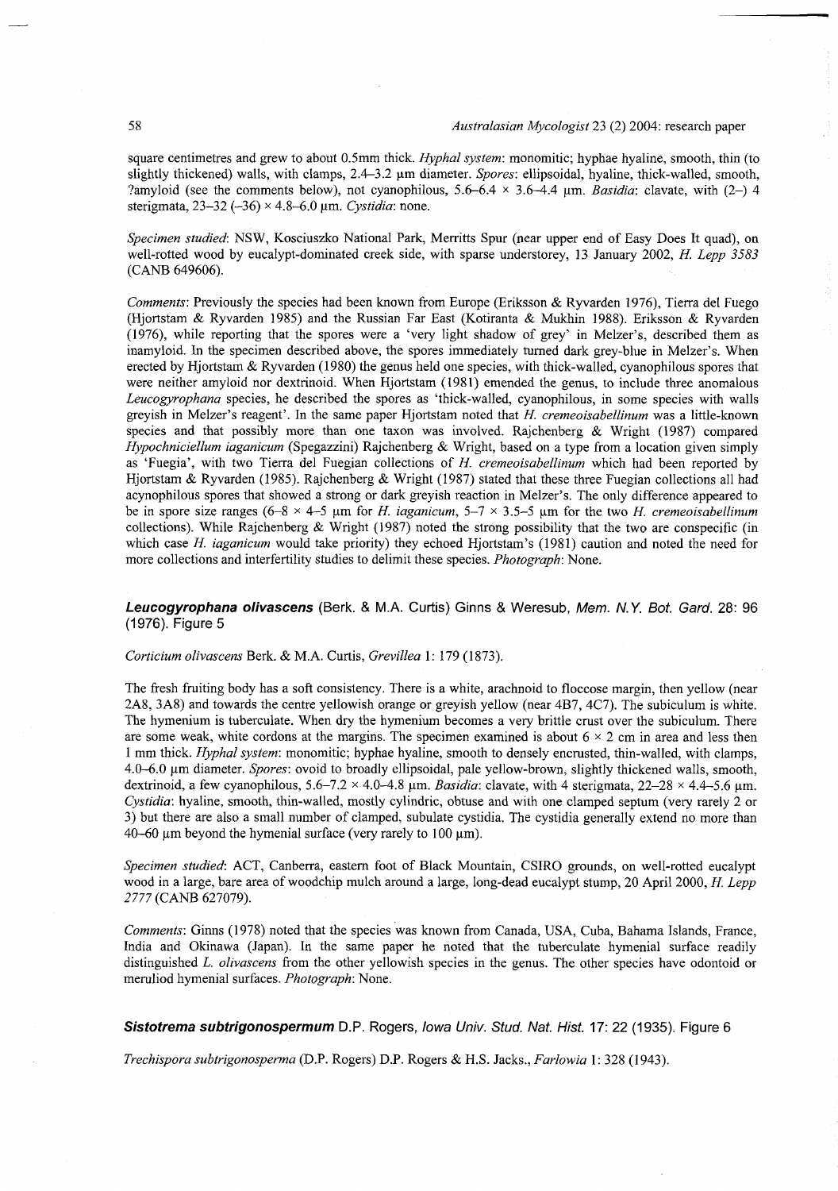square centimetres and grew to about 0.5mm thick. *Hyphal system*: monomitic; hyphae hyaline, smooth, thin (to slightly thickened) walls, with clamps, 2.4–3.2 µm diameter. *Spores*: ellipsoidal, hyaline, thick-walled, smooth, ?amyloid (see the comments below), not cyanophilous, 5.6–6.4 × 3.6–4.4 µm. *Basidia*: clavate, with (2–) 4 sterigmata, 23–32 (–36) × 4.8–6.0 µm. *Cystidia*: none.

*Specimen studied*: NSW, Kosciuszko National Park, Merritts Spur (near upper end of Easy Does It quad), on well-rotted wood by eucalypt-dominated creek side, with sparse understorey, 13 January 2002, *H. Lepp 3583* (CANB 649606).

*Comments*: Previously the species had been known from Europe (Eriksson & Ryvarden 1976), Tierra del Fuego (Hjortstam & Ryvarden 1985) and the Russian Far East (Kotiranta & Mukhin 1988). Eriksson & Ryvarden (1976), while reporting that the spores were a 'very light shadow of grey' in Melzer's, described them as inamyloid. In the specimen described above, the spores immediately turned dark grey-blue in Melzer's. When erected by Hjortstam & Ryvarden (1980) the genus held one species, with thick-walled, cyanophilous spores that were neither amyloid nor dextrinoid. When Hjortstam (1981) emended the genus, to include three anomalous *Leucogyrophana* species, he described the spores as 'thick-walled, cyanophilous, in some species with walls greyish in Melzer's reagent'. In the same paper Hjortstam noted that *H. cremeoisabellinum* was a little-known species and that possibly more than one taxon was involved. Rajchenberg & Wright (1987) compared *Hypochniciellum iaganicum* (Spegazzini) Rajchenberg & Wright, based on a type from a location given simply as 'Fuegia', with two Tierra del Fuegian collections of *H. cremeoisabellinum* which had been reported by Hjortstam & Ryvarden (1985). Rajchenberg & Wright (1987) stated that these three Fuegian collections all had acynophilous spores that showed a strong or dark greyish reaction in Melzer's. The only difference appeared to be in spore size ranges (6–8 × 4–5 µm for *H. iaganicum*, 5–7 × 3.5–5 µm for the two *H. cremeoisabellinum* collections). While Rajchenberg & Wright (1987) noted the strong possibility that the two are conspecific (in which case *H. iaganicum* would take priority) they echoed Hjortstam's (1981) caution and noted the need for more collections and interfertility studies to delimit these species. *Photograph*: None.

## ***Leucogyrophana olivascens*** **(Berk. & M.A. Curtis) Ginns & Weresub,** ***Mem. N.Y. Bot. Gard.*** **28: 96 (1976). Figure 5**

*Corticium olivascens* Berk. & M.A. Curtis, *Grevillea* 1: 179 (1873).

The fresh fruiting body has a soft consistency. There is a white, arachnoid to floccose margin, then yellow (near 2A8, 3A8) and towards the centre yellowish orange or greyish yellow (near 4B7, 4C7). The subiculum is white. The hymenium is tuberculate. When dry the hymenium becomes a very brittle crust over the subiculum. There are some weak, white cordons at the margins. The specimen examined is about 6 × 2 cm in area and less then 1 mm thick. *Hyphal system*: monomitic; hyphae hyaline, smooth to densely encrusted, thin-walled, with clamps, 4.0–6.0 µm diameter. *Spores*: ovoid to broadly ellipsoidal, pale yellow-brown, slightly thickened walls, smooth, dextrinoid, a few cyanophilous, 5.6–7.2 × 4.0–4.8 µm. *Basidia*: clavate, with 4 sterigmata, 22–28 × 4.4–5.6 µm. *Cystidia*: hyaline, smooth, thin-walled, mostly cylindric, obtuse and with one clamped septum (very rarely 2 or 3) but there are also a small number of clamped, subulate cystidia. The cystidia generally extend no more than 40–60 µm beyond the hymenial surface (very rarely to 100 µm).

*Specimen studied*: ACT, Canberra, eastern foot of Black Mountain, CSIRO grounds, on well-rotted eucalypt wood in a large, bare area of woodchip mulch around a large, long-dead eucalypt stump, 20 April 2000, *H. Lepp 2777* (CANB 627079).

*Comments*: Ginns (1978) noted that the species was known from Canada, USA, Cuba, Bahama Islands, France, India and Okinawa (Japan). In the same paper he noted that the tuberculate hymenial surface readily distinguished *L. olivascens* from the other yellowish species in the genus. The other species have odontoid or meruliod hymenial surfaces. *Photograph*: None.

## ***Sistotrema subtrigonospermum*** **D.P. Rogers,** ***Iowa Univ. Stud. Nat. Hist.*** **17: 22 (1935). Figure 6**

*Trechispora subtrigonosperma* (D.P. Rogers) D.P. Rogers & H.S. Jacks., *Farlowia* 1: 328 (1943).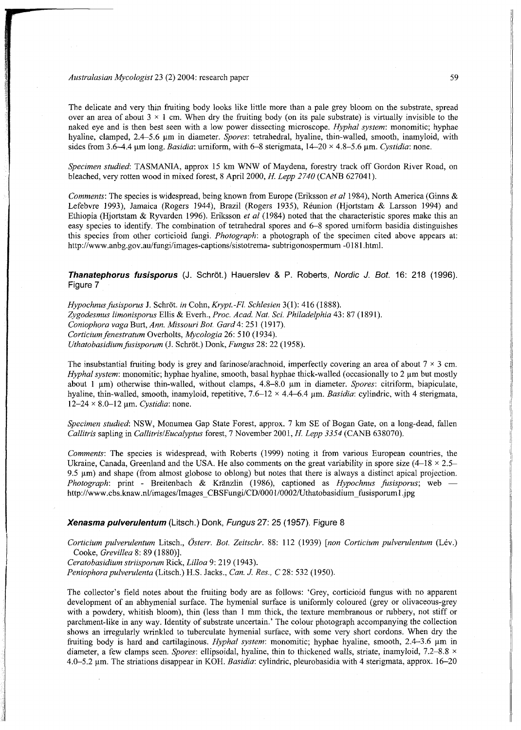The delicate and very thin fruiting body looks like little more than a pale grey bloom on the substrate, spread over an area of about 3 × 1 cm. When dry the fruiting body (on its pale substrate) is virtually invisible to the naked eye and is then best seen with a low power dissecting microscope. *Hyphal system*: monomitic; hyphae hyaline, clamped, 2.4–5.6 µm in diameter. *Spores*: tetrahedral, hyaline, thin-walled, smooth, inamyloid, with sides from 3.6–4.4 µm long. *Basidia*: urniform, with 6–8 sterigmata, 14–20 × 4.8–5.6 µm. *Cystidia*: none.

*Specimen studied*: TASMANIA, approx 15 km WNW of Maydena, forestry track off Gordon River Road, on bleached, very rotten wood in mixed forest, 8 April 2000, *H. Lepp 2740* (CANB 627041).

*Comments*: The species is widespread, being known from Europe (Eriksson *et al* 1984), North America (Ginns & Lefebvre 1993), Jamaica (Rogers 1944), Brazil (Rogers 1935), Réunion (Hjortstam & Larsson 1994) and Ethiopia (Hjortstam & Ryvarden 1996). Eriksson *et al* (1984) noted that the characteristic spores make this an easy species to identify. The combination of tetrahedral spores and 6–8 spored urniform basidia distinguishes this species from other corticioid fungi. *Photograph*: a photograph of the specimen cited above appears at: http://www.anbg.gov.au/fungi/images-captions/sistotrema- subtrigonospermum -0181.html.

## ***Thanatephorus fusisporus*** (J. Schröt.) Hauerslev & P. Roberts, *Nordic J. Bot.* 16: 218 (1996). Figure 7

*Hypochnus fusisporus* J. Schröt. *in* Cohn, *Krypt.-Fl. Schlesien* 3(1): 416 (1888).
*Zygodesmus limonisporus* Ellis & Everh., *Proc. Acad. Nat. Sci. Philadelphia* 43: 87 (1891).
*Coniophora vaga* Burt, *Ann. Missouri Bot. Gard* 4: 251 (1917).
*Corticium fenestratum* Overholts, *Mycologia* 26: 510 (1934).
*Uthatobasidium fusisporum* (J. Schröt.) Donk, *Fungus* 28: 22 (1958).

The insubstantial fruiting body is grey and farinose/arachnoid, imperfectly covering an area of about 7 × 3 cm. *Hyphal system*: monomitic; hyphae hyaline, smooth, basal hyphae thick-walled (occasionally to 2 µm but mostly about 1 µm) otherwise thin-walled, without clamps, 4.8–8.0 µm in diameter. *Spores*: citriform, biapiculate, hyaline, thin-walled, smooth, inamyloid, repetitive, 7.6–12 × 4.4–6.4 µm. *Basidia*: cylindric, with 4 sterigmata, 12–24 × 8.0–12 µm. *Cystidia*: none.

*Specimen studied*: NSW, Monumea Gap State Forest, approx. 7 km SE of Bogan Gate, on a long-dead, fallen *Callitris* sapling in *Callitris/Eucalyptus* forest, 7 November 2001, *H. Lepp 3354* (CANB 638070).

*Comments*: The species is widespread, with Roberts (1999) noting it from various European countries, the Ukraine, Canada, Greenland and the USA. He also comments on the great variability in spore size (4–18 × 2.5–9.5 µm) and shape (from almost globose to oblong) but notes that there is always a distinct apical projection. *Photograph*: print - Breitenbach & Kränzlin (1986), captioned as *Hypochnus fusisporus*; web — http://www.cbs.knaw.nl/images/Images_CBSFungi/CD/0001/0002/Uthatobasidium_fusisporum1.jpg

## ***Xenasma pulverulentum*** (Litsch.) Donk, *Fungus* 27: 25 (1957). Figure 8

*Corticium pulverulentum* Litsch., *Österr. Bot. Zeitschr.* 88: 112 (1939) [*non Corticium pulverulentum* (Lév.) Cooke, *Grevillea* 8: 89 (1880)].
*Ceratobasidium striisporum* Rick, *Lilloa* 9: 219 (1943).
*Peniophora pulverulenta* (Litsch.) H.S. Jacks., *Can. J. Res., C* 28: 532 (1950).

The collector's field notes about the fruiting body are as follows: 'Grey, corticioid fungus with no apparent development of an abhymenial surface. The hymenial surface is uniformly coloured (grey or olivaceous-grey with a powdery, whitish bloom), thin (less than 1 mm thick, the texture membranous or rubbery, not stiff or parchment-like in any way. Identity of substrate uncertain.' The colour photograph accompanying the collection shows an irregularly wrinkled to tuberculate hymenial surface, with some very short cordons. When dry the fruiting body is hard and cartilaginous. *Hyphal system*: monomitic; hyphae very hyaline, smooth, 2.4–3.6 µm in diameter, a few clamps seen. *Spores*: ellipsoidal, hyaline, thin to thickened walls, striate, inamyloid, 7.2–8.8 × 4.0–5.2 µm. The striations disappear in KOH. *Basidia*: cylindric, pleurobasidia with 4 sterigmata, approx. 16–20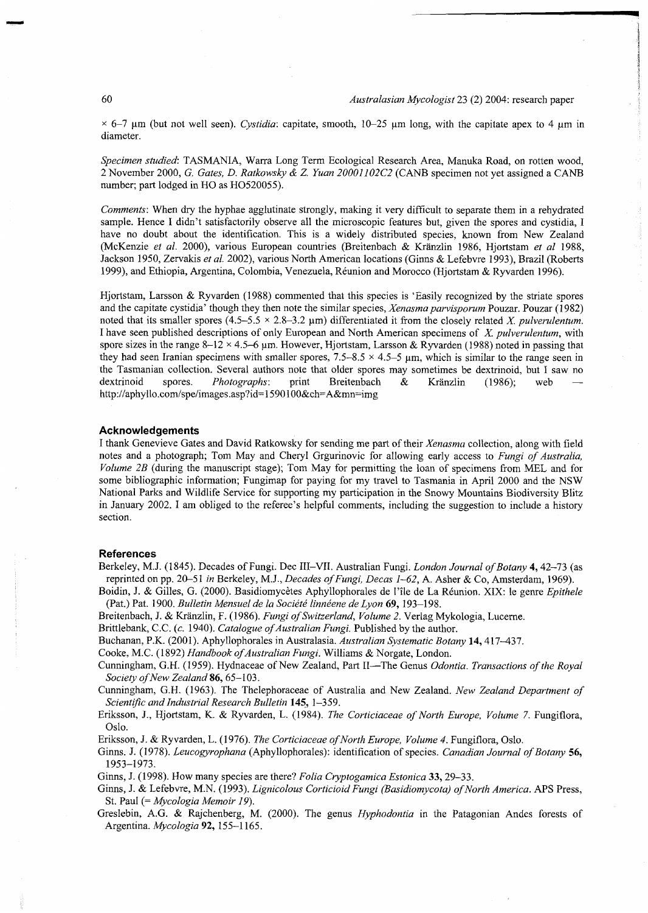× 6–7 µm (but not well seen). *Cystidia*: capitate, smooth, 10–25 µm long, with the capitate apex to 4 µm in diameter.

*Specimen studied*: TASMANIA, Warra Long Term Ecological Research Area, Manuka Road, on rotten wood, 2 November 2000, *G. Gates, D. Ratkowsky & Z. Yuan 20001102C2* (CANB specimen not yet assigned a CANB number; part lodged in HO as HO520055).

*Comments*: When dry the hyphae agglutinate strongly, making it very difficult to separate them in a rehydrated sample. Hence I didn't satisfactorily observe all the microscopic features but, given the spores and cystidia, I have no doubt about the identification. This is a widely distributed species, known from New Zealand (McKenzie *et al.* 2000), various European countries (Breitenbach & Kränzlin 1986, Hjortstam *et al* 1988, Jackson 1950, Zervakis *et al.* 2002), various North American locations (Ginns & Lefebvre 1993), Brazil (Roberts 1999), and Ethiopia, Argentina, Colombia, Venezuela, Réunion and Morocco (Hjortstam & Ryvarden 1996).

Hjortstam, Larsson & Ryvarden (1988) commented that this species is 'Easily recognized by the striate spores and the capitate cystidia' though they then note the similar species, *Xenasma parvisporum* Pouzar. Pouzar (1982) noted that its smaller spores (4.5–5.5 × 2.8–3.2 µm) differentiated it from the closely related *X. pulverulentum*. I have seen published descriptions of only European and North American specimens of *X. pulverulentum*, with spore sizes in the range 8–12 × 4.5–6 µm. However, Hjortstam, Larsson & Ryvarden (1988) noted in passing that they had seen Iranian specimens with smaller spores, 7.5–8.5 × 4.5–5 µm, which is similar to the range seen in the Tasmanian collection. Several authors note that older spores may sometimes be dextrinoid, but I saw no dextrinoid spores. *Photographs*: print Breitenbach & Kränzlin (1986); web — http://aphyllo.com/spe/images.asp?id=1590100&ch=A&mn=img

## Acknowledgements

I thank Genevieve Gates and David Ratkowsky for sending me part of their *Xenasma* collection, along with field notes and a photograph; Tom May and Cheryl Grgurinovic for allowing early access to *Fungi of Australia, Volume 2B* (during the manuscript stage); Tom May for permitting the loan of specimens from MEL and for some bibliographic information; Fungimap for paying for my travel to Tasmania in April 2000 and the NSW National Parks and Wildlife Service for supporting my participation in the Snowy Mountains Biodiversity Blitz in January 2002. I am obliged to the referee's helpful comments, including the suggestion to include a history section.

## References

Berkeley, M.J. (1845). Decades of Fungi. Dec III–VII. Australian Fungi. *London Journal of Botany* **4,** 42–73 (as reprinted on pp. 20–51 *in* Berkeley, M.J., *Decades of Fungi, Decas 1–62*, A. Asher & Co, Amsterdam, 1969).

Boidin, J. & Gilles, G. (2000). Basidiomycètes Aphyllophorales de l'île de La Réunion. XIX: le genre *Epithele* (Pat.) Pat. 1900. *Bulletin Mensuel de la Société linnéene de Lyon* **69,** 193–198.

Breitenbach, J. & Kränzlin, F. (1986). *Fungi of Switzerland, Volume 2.* Verlag Mykologia, Lucerne.

Brittlebank, C.C. (*c.* 1940). *Catalogue of Australian Fungi.* Published by the author.

Buchanan, P.K. (2001). Aphyllophorales in Australasia. *Australian Systematic Botany* **14,** 417–437.

Cooke, M.C. (1892) *Handbook of Australian Fungi.* Williams & Norgate, London.

Cunningham, G.H. (1959). Hydnaceae of New Zealand, Part II—The Genus *Odontia*. *Transactions of the Royal Society of New Zealand* **86,** 65–103.

Cunningham, G.H. (1963). The Thelephoraceae of Australia and New Zealand. *New Zealand Department of Scientific and Industrial Research Bulletin* **145,** 1–359.

Eriksson, J., Hjortstam, K. & Ryvarden, L. (1984). *The Corticiaceae of North Europe, Volume 7.* Fungiflora, Oslo.

Eriksson, J. & Ryvarden, L. (1976). *The Corticiaceae of North Europe, Volume 4.* Fungiflora, Oslo.

Ginns. J. (1978). *Leucogyrophana* (Aphyllophorales): identification of species. *Canadian Journal of Botany* **56,** 1953–1973.

Ginns, J. (1998). How many species are there? *Folia Cryptogamica Estonica* **33,** 29–33.

Ginns, J. & Lefebvre, M.N. (1993). *Lignicolous Corticioid Fungi (Basidiomycota) of North America.* APS Press, St. Paul (= *Mycologia Memoir 19*).

Greslebin, A.G. & Rajchenberg, M. (2000). The genus *Hyphodontia* in the Patagonian Andes forests of Argentina. *Mycologia* **92,** 155–1165.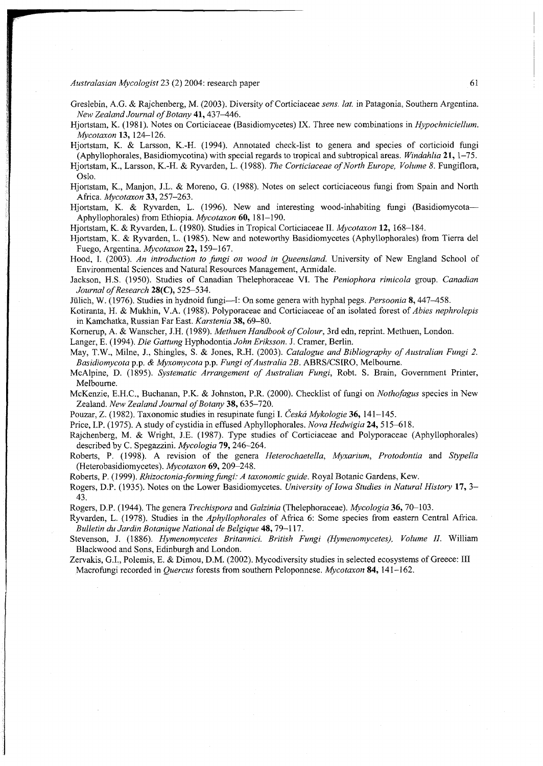Greslebin, A.G. & Rajchenberg, M. (2003). Diversity of Corticiaceae *sens. lat.* in Patagonia, Southern Argentina. *New Zealand Journal of Botany* **41,** 437–446.

Hjortstam, K. (1981). Notes on Corticiaceae (Basidiomycetes) IX. Three new combinations in *Hypochniciellum. Mycotaxon* **13,** 124–126.

Hjortstam, K. & Larsson, K.-H. (1994). Annotated check-list to genera and species of corticioid fungi (Aphyllophorales, Basidiomycotina) with special regards to tropical and subtropical areas. *Windahlia* **21,** 1–75.

Hjortstam, K., Larsson, K.-H. & Ryvarden, L. (1988). *The Corticiaceae of North Europe, Volume 8.* Fungiflora, Oslo.

Hjortstam, K., Manjon, J.L. & Moreno, G. (1988). Notes on select corticiaceous fungi from Spain and North Africa. *Mycotaxon* **33,** 257–263.

Hjortstam, K. & Ryvarden, L. (1996). New and interesting wood-inhabiting fungi (Basidiomycota—Aphyllophorales) from Ethiopia. *Mycotaxon* **60,** 181–190.

Hjortstam, K. & Ryvarden, L. (1980). Studies in Tropical Corticiaceae II. *Mycotaxon* **12,** 168–184.

Hjortstam, K. & Ryvarden, L. (1985). New and noteworthy Basidiomycetes (Aphyllophorales) from Tierra del Fuego, Argentina. *Mycotaxon* **22,** 159–167.

Hood, I. (2003). *An introduction to fungi on wood in Queensland.* University of New England School of Environmental Sciences and Natural Resources Management, Armidale.

Jackson, H.S. (1950). Studies of Canadian Thelephoraceae VI. The *Peniophora rimicola* group. *Canadian Journal of Research* **28(C),** 525–534.

Jülich, W. (1976). Studies in hydnoid fungi—I: On some genera with hyphal pegs. *Persoonia* **8,** 447–458.

Kotiranta, H. & Mukhin, V.A. (1988). Polyporaceae and Corticiaceae of an isolated forest of *Abies nephrolepis* in Kamchatka, Russian Far East. *Karstenia* **38,** 69–80.

Kornerup, A. & Wanscher, J.H. (1989). *Methuen Handbook of Colour*, 3rd edn, reprint. Methuen, London.

Langer, E. (1994). *Die Gattung* Hyphodontia *John Eriksson.* J. Cramer, Berlin.

May, T.W., Milne, J., Shingles, S. & Jones, R.H. (2003). *Catalogue and Bibliography of Australian Fungi 2. Basidiomycota* p.p. *& Myxomycota* p.p. *Fungi of Australia 2B.* ABRS/CSIRO, Melbourne.

McAlpine, D. (1895). *Systematic Arrangement of Australian Fungi*, Robt. S. Brain, Government Printer, Melbourne.

McKenzie, E.H.C., Buchanan, P.K. & Johnston, P.R. (2000). Checklist of fungi on *Nothofagus* species in New Zealand. *New Zealand Journal of Botany* **38,** 635–720.

Pouzar, Z. (1982). Taxonomic studies in resupinate fungi I. *Česká Mykologie* **36,** 141–145.

Price, I.P. (1975). A study of cystidia in effused Aphyllophorales. *Nova Hedwigia* **24,** 515–618.

Rajchenberg, M. & Wright, J.E. (1987). Type studies of Corticiaceae and Polyporaceae (Aphyllophorales) described by C. Spegazzini. *Mycologia* **79,** 246–264.

Roberts, P. (1998). A revision of the genera *Heterochaetella, Myxarium, Protodontia* and *Stypella* (Heterobasidiomycetes). *Mycotaxon* **69,** 209–248.

Roberts, P. (1999). *Rhizoctonia-forming fungi: A taxonomic guide.* Royal Botanic Gardens, Kew.

Rogers, D.P. (1935). Notes on the Lower Basidiomycetes. *University of Iowa Studies in Natural History* **17,** 3–43.

Rogers, D.P. (1944). The genera *Trechispora* and *Galzinia* (Thelephoraceae). *Mycologia* **36,** 70–103.

Ryvarden, L. (1978). Studies in the *Aphyllophorales* of Africa 6: Some species from eastern Central Africa. *Bulletin du Jardin Botanique National de Belgique* **48,** 79–117.

Stevenson, J. (1886). *Hymenomycetes Britannici. British Fungi (Hymenomycetes), Volume II.* William Blackwood and Sons, Edinburgh and London.

Zervakis, G.I., Polemis, E. & Dimou, D.M. (2002). Mycodiversity studies in selected ecosystems of Greece: III Macrofungi recorded in *Quercus* forests from southern Peloponnese. *Mycotaxon* **84,** 141–162.